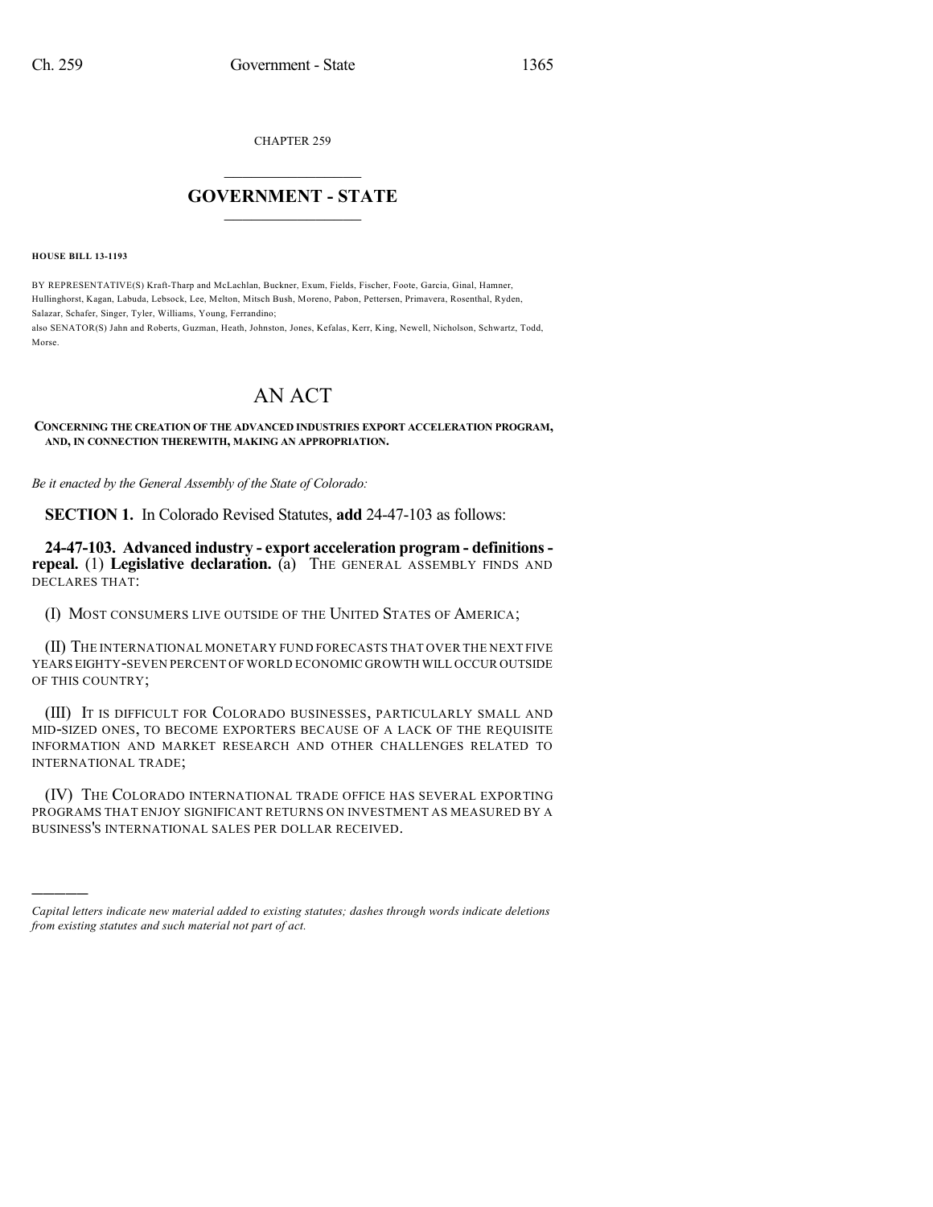CHAPTER 259

# GOVERNMENT - STATE

**HOUSE BILL 13-1193**

BY REPRESENTATIVE(S) Kraft-Tharp and McLachlan, Buckner, Exum, Fields, Fischer, Foote, Garcia, Ginal, Hamner, Hullinghorst, Kagan, Labuda, Lebsock, Lee, Melton, Mitsch Bush, Moreno, Pabon, Pettersen, Primavera, Rosenthal, Ryden, Salazar, Schafer, Singer, Tyler, Williams, Young, Ferrandino;
also SENATOR(S) Jahn and Roberts, Guzman, Heath, Johnston, Jones, Kefalas, Kerr, King, Newell, Nicholson, Schwartz, Todd, Morse.

# AN ACT

**CONCERNING THE CREATION OF THE ADVANCED INDUSTRIES EXPORT ACCELERATION PROGRAM, AND, IN CONNECTION THEREWITH, MAKING AN APPROPRIATION.**

*Be it enacted by the General Assembly of the State of Colorado:*

**SECTION 1.** In Colorado Revised Statutes, **add** 24-47-103 as follows:

**24-47-103. Advanced industry - export acceleration program - definitions - repeal.** (1) **Legislative declaration.** (a) THE GENERAL ASSEMBLY FINDS AND DECLARES THAT:

(I) MOST CONSUMERS LIVE OUTSIDE OF THE UNITED STATES OF AMERICA;

(II) THE INTERNATIONAL MONETARY FUND FORECASTS THAT OVER THE NEXT FIVE YEARS EIGHTY-SEVEN PERCENT OF WORLD ECONOMIC GROWTH WILL OCCUR OUTSIDE OF THIS COUNTRY;

(III) IT IS DIFFICULT FOR COLORADO BUSINESSES, PARTICULARLY SMALL AND MID-SIZED ONES, TO BECOME EXPORTERS BECAUSE OF A LACK OF THE REQUISITE INFORMATION AND MARKET RESEARCH AND OTHER CHALLENGES RELATED TO INTERNATIONAL TRADE;

(IV) THE COLORADO INTERNATIONAL TRADE OFFICE HAS SEVERAL EXPORTING PROGRAMS THAT ENJOY SIGNIFICANT RETURNS ON INVESTMENT AS MEASURED BY A BUSINESS'S INTERNATIONAL SALES PER DOLLAR RECEIVED.

---

*Capital letters indicate new material added to existing statutes; dashes through words indicate deletions from existing statutes and such material not part of act.*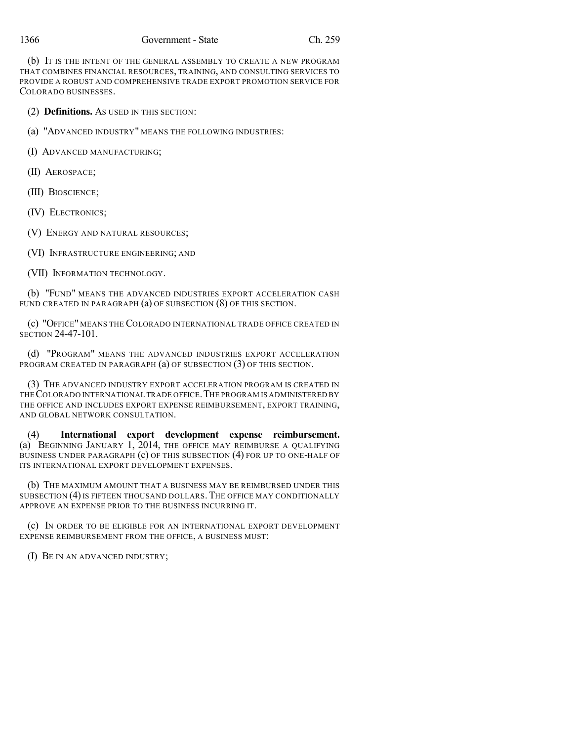(b) IT IS THE INTENT OF THE GENERAL ASSEMBLY TO CREATE A NEW PROGRAM THAT COMBINES FINANCIAL RESOURCES, TRAINING, AND CONSULTING SERVICES TO PROVIDE A ROBUST AND COMPREHENSIVE TRADE EXPORT PROMOTION SERVICE FOR COLORADO BUSINESSES.

(2) **Definitions.** AS USED IN THIS SECTION:

(a) "ADVANCED INDUSTRY" MEANS THE FOLLOWING INDUSTRIES:

(I) ADVANCED MANUFACTURING;

(II) AEROSPACE;

(III) BIOSCIENCE;

(IV) ELECTRONICS;

(V) ENERGY AND NATURAL RESOURCES;

(VI) INFRASTRUCTURE ENGINEERING; AND

(VII) INFORMATION TECHNOLOGY.

(b) "FUND" MEANS THE ADVANCED INDUSTRIES EXPORT ACCELERATION CASH FUND CREATED IN PARAGRAPH (a) OF SUBSECTION (8) OF THIS SECTION.

(c) "OFFICE" MEANS THE COLORADO INTERNATIONAL TRADE OFFICE CREATED IN SECTION 24-47-101.

(d) "PROGRAM" MEANS THE ADVANCED INDUSTRIES EXPORT ACCELERATION PROGRAM CREATED IN PARAGRAPH (a) OF SUBSECTION (3) OF THIS SECTION.

(3) THE ADVANCED INDUSTRY EXPORT ACCELERATION PROGRAM IS CREATED IN THE COLORADO INTERNATIONAL TRADE OFFICE. THE PROGRAM IS ADMINISTERED BY THE OFFICE AND INCLUDES EXPORT EXPENSE REIMBURSEMENT, EXPORT TRAINING, AND GLOBAL NETWORK CONSULTATION.

(4) **International export development expense reimbursement.** (a) BEGINNING JANUARY 1, 2014, THE OFFICE MAY REIMBURSE A QUALIFYING BUSINESS UNDER PARAGRAPH (c) OF THIS SUBSECTION (4) FOR UP TO ONE-HALF OF ITS INTERNATIONAL EXPORT DEVELOPMENT EXPENSES.

(b) THE MAXIMUM AMOUNT THAT A BUSINESS MAY BE REIMBURSED UNDER THIS SUBSECTION (4) IS FIFTEEN THOUSAND DOLLARS. THE OFFICE MAY CONDITIONALLY APPROVE AN EXPENSE PRIOR TO THE BUSINESS INCURRING IT.

(c) IN ORDER TO BE ELIGIBLE FOR AN INTERNATIONAL EXPORT DEVELOPMENT EXPENSE REIMBURSEMENT FROM THE OFFICE, A BUSINESS MUST:

(I) BE IN AN ADVANCED INDUSTRY;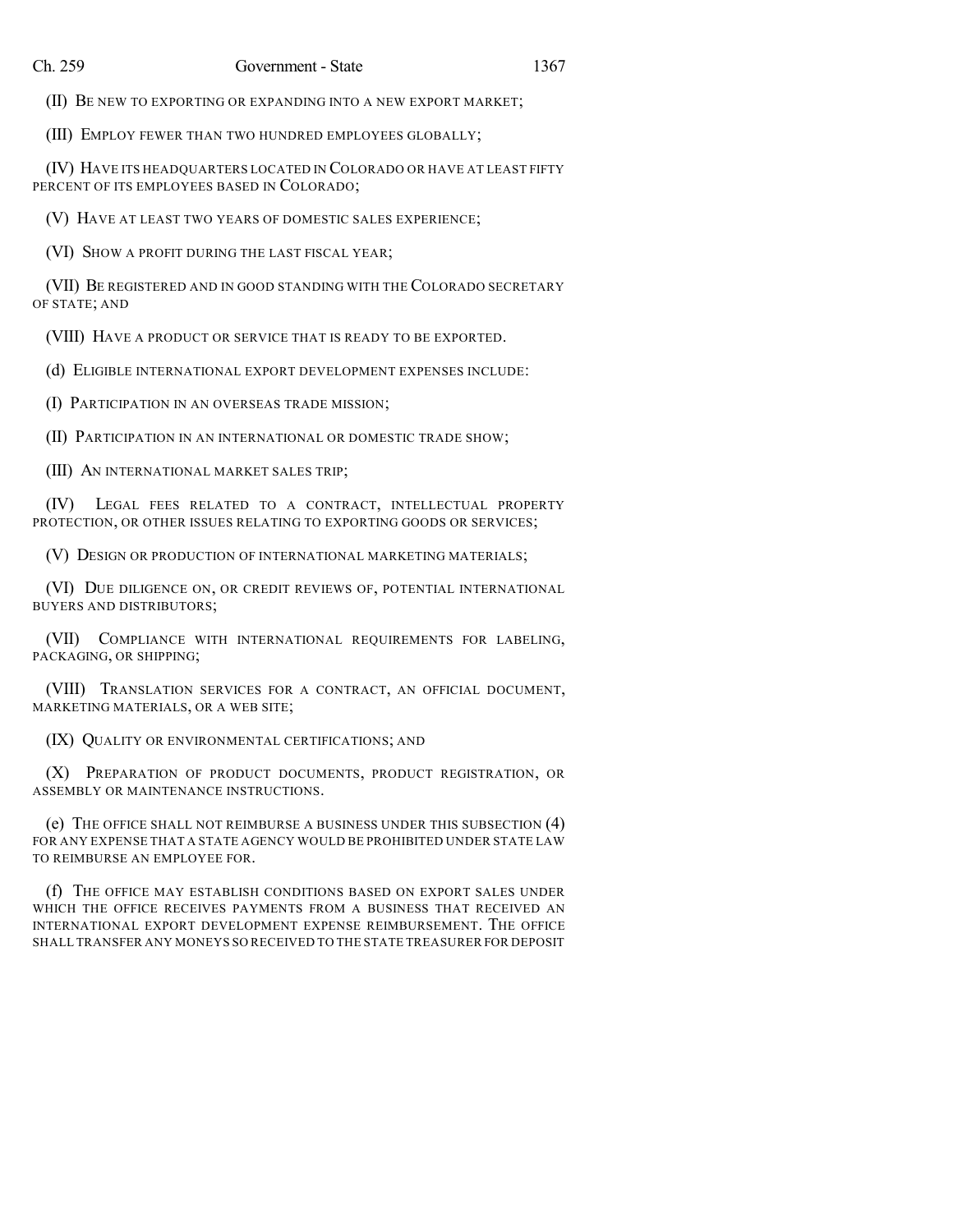(II) BE NEW TO EXPORTING OR EXPANDING INTO A NEW EXPORT MARKET;

(III) EMPLOY FEWER THAN TWO HUNDRED EMPLOYEES GLOBALLY;

(IV) HAVE ITS HEADQUARTERS LOCATED IN COLORADO OR HAVE AT LEAST FIFTY PERCENT OF ITS EMPLOYEES BASED IN COLORADO;

(V) HAVE AT LEAST TWO YEARS OF DOMESTIC SALES EXPERIENCE;

(VI) SHOW A PROFIT DURING THE LAST FISCAL YEAR;

(VII) BE REGISTERED AND IN GOOD STANDING WITH THE COLORADO SECRETARY OF STATE; AND

(VIII) HAVE A PRODUCT OR SERVICE THAT IS READY TO BE EXPORTED.

(d) ELIGIBLE INTERNATIONAL EXPORT DEVELOPMENT EXPENSES INCLUDE:

(I) PARTICIPATION IN AN OVERSEAS TRADE MISSION;

(II) PARTICIPATION IN AN INTERNATIONAL OR DOMESTIC TRADE SHOW;

(III) AN INTERNATIONAL MARKET SALES TRIP;

(IV) LEGAL FEES RELATED TO A CONTRACT, INTELLECTUAL PROPERTY PROTECTION, OR OTHER ISSUES RELATING TO EXPORTING GOODS OR SERVICES;

(V) DESIGN OR PRODUCTION OF INTERNATIONAL MARKETING MATERIALS;

(VI) DUE DILIGENCE ON, OR CREDIT REVIEWS OF, POTENTIAL INTERNATIONAL BUYERS AND DISTRIBUTORS;

(VII) COMPLIANCE WITH INTERNATIONAL REQUIREMENTS FOR LABELING, PACKAGING, OR SHIPPING;

(VIII) TRANSLATION SERVICES FOR A CONTRACT, AN OFFICIAL DOCUMENT, MARKETING MATERIALS, OR A WEB SITE;

(IX) QUALITY OR ENVIRONMENTAL CERTIFICATIONS; AND

(X) PREPARATION OF PRODUCT DOCUMENTS, PRODUCT REGISTRATION, OR ASSEMBLY OR MAINTENANCE INSTRUCTIONS.

(e) THE OFFICE SHALL NOT REIMBURSE A BUSINESS UNDER THIS SUBSECTION (4) FOR ANY EXPENSE THAT A STATE AGENCY WOULD BE PROHIBITED UNDER STATE LAW TO REIMBURSE AN EMPLOYEE FOR.

(f) THE OFFICE MAY ESTABLISH CONDITIONS BASED ON EXPORT SALES UNDER WHICH THE OFFICE RECEIVES PAYMENTS FROM A BUSINESS THAT RECEIVED AN INTERNATIONAL EXPORT DEVELOPMENT EXPENSE REIMBURSEMENT. THE OFFICE SHALL TRANSFER ANY MONEYS SO RECEIVED TO THE STATE TREASURER FOR DEPOSIT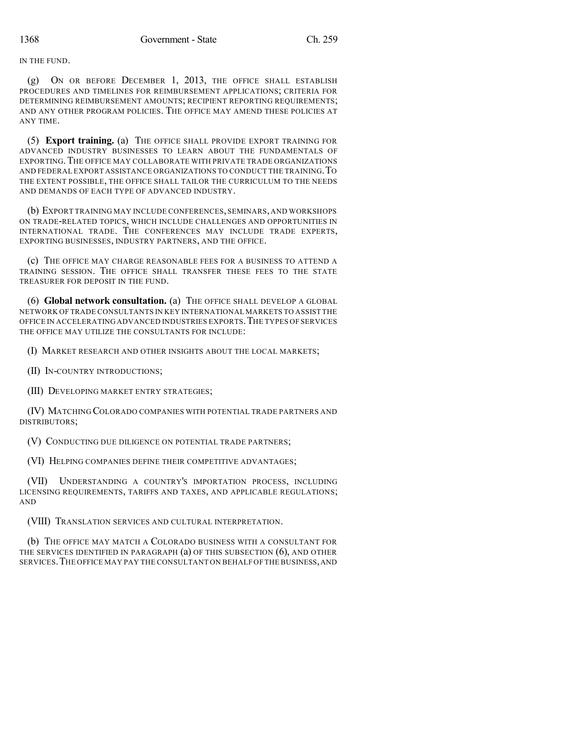IN THE FUND.

(g) ON OR BEFORE DECEMBER 1, 2013, THE OFFICE SHALL ESTABLISH PROCEDURES AND TIMELINES FOR REIMBURSEMENT APPLICATIONS; CRITERIA FOR DETERMINING REIMBURSEMENT AMOUNTS; RECIPIENT REPORTING REQUIREMENTS; AND ANY OTHER PROGRAM POLICIES. THE OFFICE MAY AMEND THESE POLICIES AT ANY TIME.

(5) **Export training.** (a) THE OFFICE SHALL PROVIDE EXPORT TRAINING FOR ADVANCED INDUSTRY BUSINESSES TO LEARN ABOUT THE FUNDAMENTALS OF EXPORTING. THE OFFICE MAY COLLABORATE WITH PRIVATE TRADE ORGANIZATIONS AND FEDERAL EXPORT ASSISTANCE ORGANIZATIONS TO CONDUCT THE TRAINING. TO THE EXTENT POSSIBLE, THE OFFICE SHALL TAILOR THE CURRICULUM TO THE NEEDS AND DEMANDS OF EACH TYPE OF ADVANCED INDUSTRY.

(b) EXPORT TRAINING MAY INCLUDE CONFERENCES, SEMINARS, AND WORKSHOPS ON TRADE-RELATED TOPICS, WHICH INCLUDE CHALLENGES AND OPPORTUNITIES IN INTERNATIONAL TRADE. THE CONFERENCES MAY INCLUDE TRADE EXPERTS, EXPORTING BUSINESSES, INDUSTRY PARTNERS, AND THE OFFICE.

(c) THE OFFICE MAY CHARGE REASONABLE FEES FOR A BUSINESS TO ATTEND A TRAINING SESSION. THE OFFICE SHALL TRANSFER THESE FEES TO THE STATE TREASURER FOR DEPOSIT IN THE FUND.

(6) **Global network consultation.** (a) THE OFFICE SHALL DEVELOP A GLOBAL NETWORK OF TRADE CONSULTANTS IN KEY INTERNATIONAL MARKETS TO ASSIST THE OFFICE IN ACCELERATING ADVANCED INDUSTRIES EXPORTS. THE TYPES OF SERVICES THE OFFICE MAY UTILIZE THE CONSULTANTS FOR INCLUDE:

(I) MARKET RESEARCH AND OTHER INSIGHTS ABOUT THE LOCAL MARKETS;

(II) IN-COUNTRY INTRODUCTIONS;

(III) DEVELOPING MARKET ENTRY STRATEGIES;

(IV) MATCHING COLORADO COMPANIES WITH POTENTIAL TRADE PARTNERS AND DISTRIBUTORS;

(V) CONDUCTING DUE DILIGENCE ON POTENTIAL TRADE PARTNERS;

(VI) HELPING COMPANIES DEFINE THEIR COMPETITIVE ADVANTAGES;

(VII) UNDERSTANDING A COUNTRY'S IMPORTATION PROCESS, INCLUDING LICENSING REQUIREMENTS, TARIFFS AND TAXES, AND APPLICABLE REGULATIONS; AND

(VIII) TRANSLATION SERVICES AND CULTURAL INTERPRETATION.

(b) THE OFFICE MAY MATCH A COLORADO BUSINESS WITH A CONSULTANT FOR THE SERVICES IDENTIFIED IN PARAGRAPH (a) OF THIS SUBSECTION (6), AND OTHER SERVICES. THE OFFICE MAY PAY THE CONSULTANT ON BEHALF OF THE BUSINESS, AND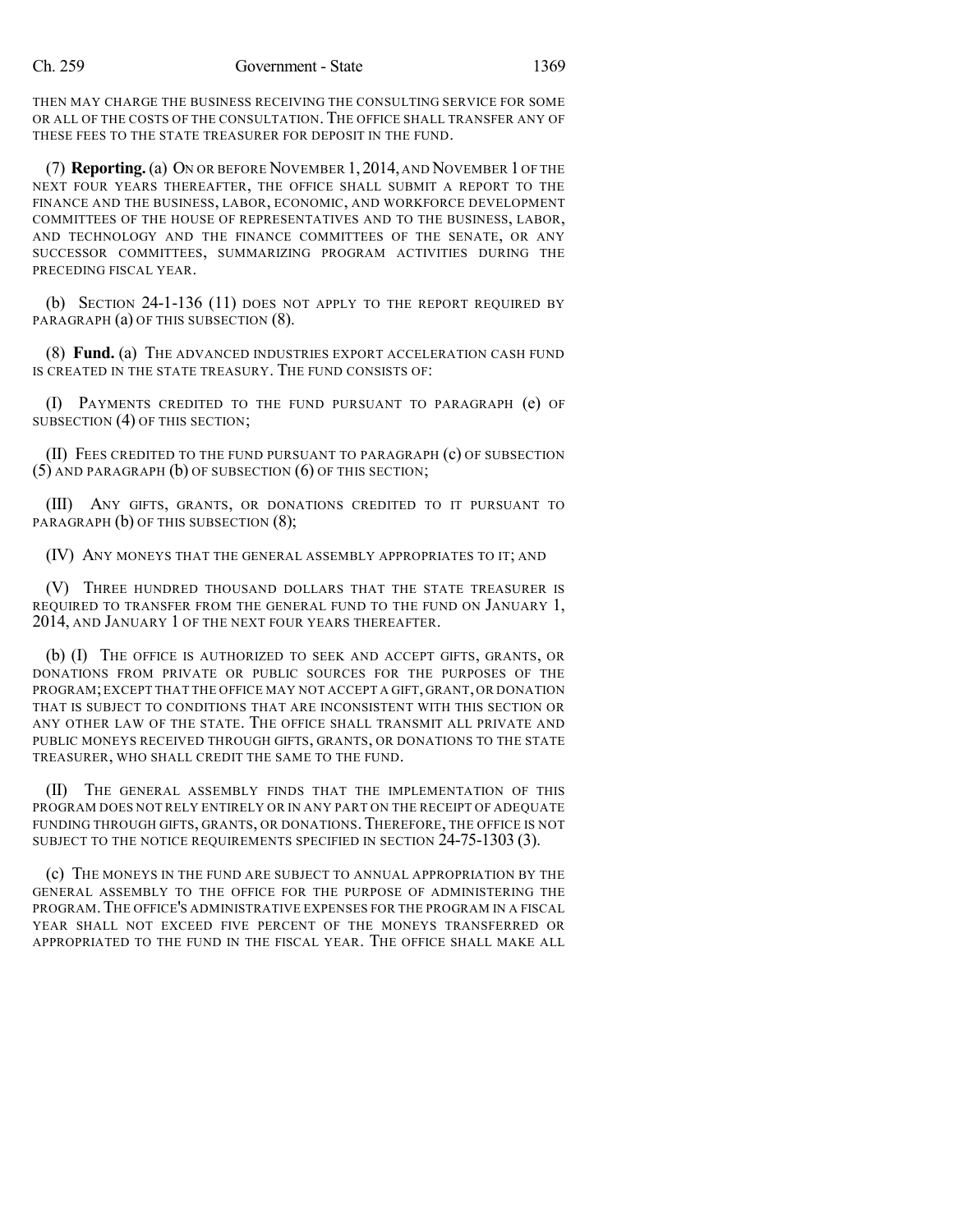THEN MAY CHARGE THE BUSINESS RECEIVING THE CONSULTING SERVICE FOR SOME OR ALL OF THE COSTS OF THE CONSULTATION. THE OFFICE SHALL TRANSFER ANY OF THESE FEES TO THE STATE TREASURER FOR DEPOSIT IN THE FUND.

(7) **Reporting.** (a) ON OR BEFORE NOVEMBER 1, 2014, AND NOVEMBER 1 OF THE NEXT FOUR YEARS THEREAFTER, THE OFFICE SHALL SUBMIT A REPORT TO THE FINANCE AND THE BUSINESS, LABOR, ECONOMIC, AND WORKFORCE DEVELOPMENT COMMITTEES OF THE HOUSE OF REPRESENTATIVES AND TO THE BUSINESS, LABOR, AND TECHNOLOGY AND THE FINANCE COMMITTEES OF THE SENATE, OR ANY SUCCESSOR COMMITTEES, SUMMARIZING PROGRAM ACTIVITIES DURING THE PRECEDING FISCAL YEAR.

(b) SECTION 24-1-136 (11) DOES NOT APPLY TO THE REPORT REQUIRED BY PARAGRAPH (a) OF THIS SUBSECTION (8).

(8) **Fund.** (a) THE ADVANCED INDUSTRIES EXPORT ACCELERATION CASH FUND IS CREATED IN THE STATE TREASURY. THE FUND CONSISTS OF:

(I) PAYMENTS CREDITED TO THE FUND PURSUANT TO PARAGRAPH (e) OF SUBSECTION (4) OF THIS SECTION;

(II) FEES CREDITED TO THE FUND PURSUANT TO PARAGRAPH (c) OF SUBSECTION (5) AND PARAGRAPH (b) OF SUBSECTION (6) OF THIS SECTION;

(III) ANY GIFTS, GRANTS, OR DONATIONS CREDITED TO IT PURSUANT TO PARAGRAPH (b) OF THIS SUBSECTION (8);

(IV) ANY MONEYS THAT THE GENERAL ASSEMBLY APPROPRIATES TO IT; AND

(V) THREE HUNDRED THOUSAND DOLLARS THAT THE STATE TREASURER IS REQUIRED TO TRANSFER FROM THE GENERAL FUND TO THE FUND ON JANUARY 1, 2014, AND JANUARY 1 OF THE NEXT FOUR YEARS THEREAFTER.

(b) (I) THE OFFICE IS AUTHORIZED TO SEEK AND ACCEPT GIFTS, GRANTS, OR DONATIONS FROM PRIVATE OR PUBLIC SOURCES FOR THE PURPOSES OF THE PROGRAM; EXCEPT THAT THE OFFICE MAY NOT ACCEPT A GIFT, GRANT, OR DONATION THAT IS SUBJECT TO CONDITIONS THAT ARE INCONSISTENT WITH THIS SECTION OR ANY OTHER LAW OF THE STATE. THE OFFICE SHALL TRANSMIT ALL PRIVATE AND PUBLIC MONEYS RECEIVED THROUGH GIFTS, GRANTS, OR DONATIONS TO THE STATE TREASURER, WHO SHALL CREDIT THE SAME TO THE FUND.

(II) THE GENERAL ASSEMBLY FINDS THAT THE IMPLEMENTATION OF THIS PROGRAM DOES NOT RELY ENTIRELY OR IN ANY PART ON THE RECEIPT OF ADEQUATE FUNDING THROUGH GIFTS, GRANTS, OR DONATIONS. THEREFORE, THE OFFICE IS NOT SUBJECT TO THE NOTICE REQUIREMENTS SPECIFIED IN SECTION 24-75-1303 (3).

(c) THE MONEYS IN THE FUND ARE SUBJECT TO ANNUAL APPROPRIATION BY THE GENERAL ASSEMBLY TO THE OFFICE FOR THE PURPOSE OF ADMINISTERING THE PROGRAM. THE OFFICE'S ADMINISTRATIVE EXPENSES FOR THE PROGRAM IN A FISCAL YEAR SHALL NOT EXCEED FIVE PERCENT OF THE MONEYS TRANSFERRED OR APPROPRIATED TO THE FUND IN THE FISCAL YEAR. THE OFFICE SHALL MAKE ALL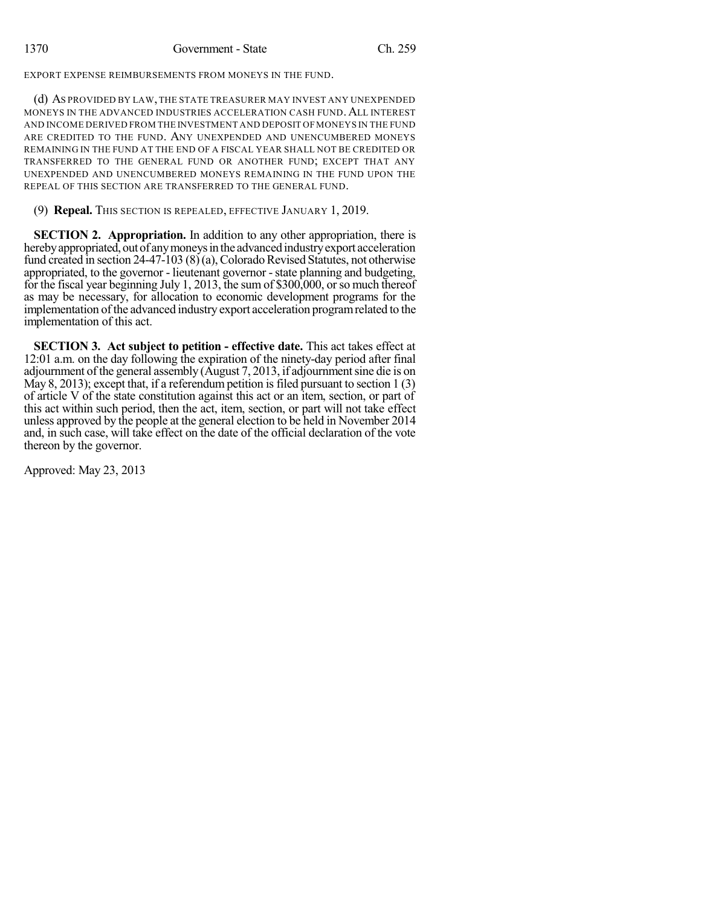EXPORT EXPENSE REIMBURSEMENTS FROM MONEYS IN THE FUND.

(d) AS PROVIDED BY LAW, THE STATE TREASURER MAY INVEST ANY UNEXPENDED MONEYS IN THE ADVANCED INDUSTRIES ACCELERATION CASH FUND. ALL INTEREST AND INCOME DERIVED FROM THE INVESTMENT AND DEPOSIT OF MONEYS IN THE FUND ARE CREDITED TO THE FUND. ANY UNEXPENDED AND UNENCUMBERED MONEYS REMAINING IN THE FUND AT THE END OF A FISCAL YEAR SHALL NOT BE CREDITED OR TRANSFERRED TO THE GENERAL FUND OR ANOTHER FUND; EXCEPT THAT ANY UNEXPENDED AND UNENCUMBERED MONEYS REMAINING IN THE FUND UPON THE REPEAL OF THIS SECTION ARE TRANSFERRED TO THE GENERAL FUND.

(9) **Repeal.** THIS SECTION IS REPEALED, EFFECTIVE JANUARY 1, 2019.

**SECTION 2. Appropriation.** In addition to any other appropriation, there is hereby appropriated, out of any moneys in the advanced industry export acceleration fund created in section 24-47-103 (8) (a), Colorado Revised Statutes, not otherwise appropriated, to the governor - lieutenant governor - state planning and budgeting, for the fiscal year beginning July 1, 2013, the sum of $300,000, or so much thereof as may be necessary, for allocation to economic development programs for the implementation of the advanced industry export acceleration program related to the implementation of this act.

**SECTION 3. Act subject to petition - effective date.** This act takes effect at 12:01 a.m. on the day following the expiration of the ninety-day period after final adjournment of the general assembly (August 7, 2013, if adjournment sine die is on May 8, 2013); except that, if a referendum petition is filed pursuant to section 1 (3) of article V of the state constitution against this act or an item, section, or part of this act within such period, then the act, item, section, or part will not take effect unless approved by the people at the general election to be held in November 2014 and, in such case, will take effect on the date of the official declaration of the vote thereon by the governor.

Approved: May 23, 2013